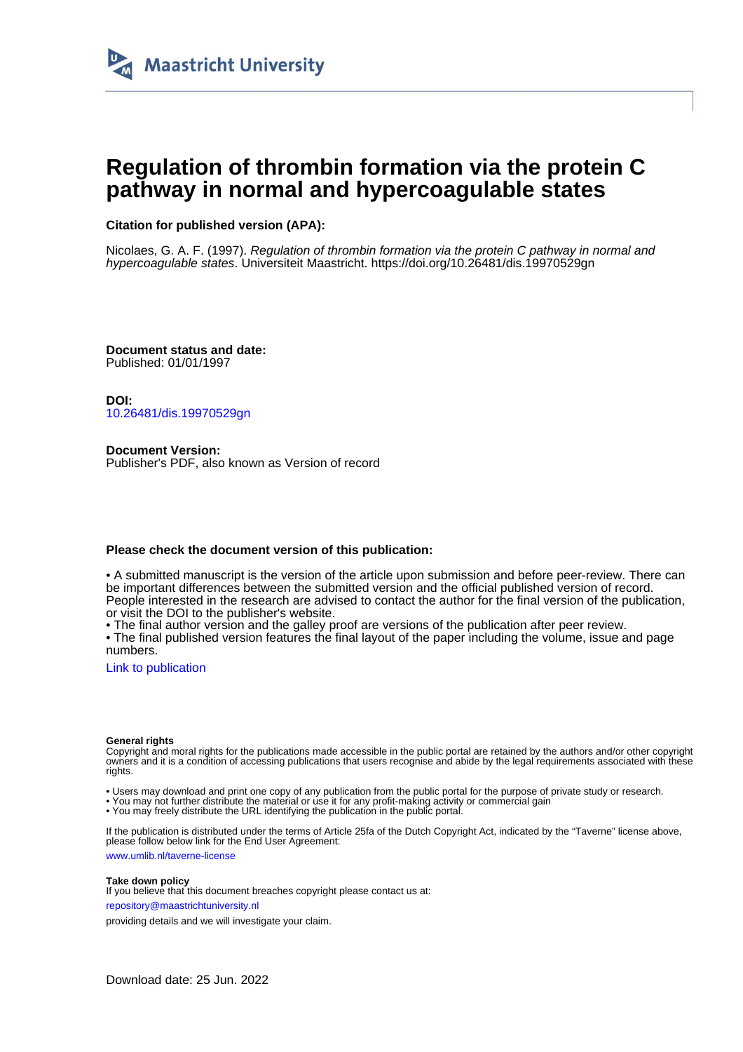Maastricht University

# Regulation of thrombin formation via the protein C pathway in normal and hypercoagulable states

**Citation for published version (APA):**

Nicolaes, G. A. F. (1997). *Regulation of thrombin formation via the protein C pathway in normal and hypercoagulable states*. Universiteit Maastricht. https://doi.org/10.26481/dis.19970529gn

**Document status and date:**
Published: 01/01/1997

**DOI:**
10.26481/dis.19970529gn

**Document Version:**
Publisher's PDF, also known as Version of record

**Please check the document version of this publication:**

• A submitted manuscript is the version of the article upon submission and before peer-review. There can be important differences between the submitted version and the official published version of record. People interested in the research are advised to contact the author for the final version of the publication, or visit the DOI to the publisher's website.
• The final author version and the galley proof are versions of the publication after peer review.
• The final published version features the final layout of the paper including the volume, issue and page numbers.

Link to publication

**General rights**
Copyright and moral rights for the publications made accessible in the public portal are retained by the authors and/or other copyright owners and it is a condition of accessing publications that users recognise and abide by the legal requirements associated with these rights.

• Users may download and print one copy of any publication from the public portal for the purpose of private study or research.
• You may not further distribute the material or use it for any profit-making activity or commercial gain
• You may freely distribute the URL identifying the publication in the public portal.

If the publication is distributed under the terms of Article 25fa of the Dutch Copyright Act, indicated by the "Taverne" license above, please follow below link for the End User Agreement:

www.umlib.nl/taverne-license

**Take down policy**
If you believe that this document breaches copyright please contact us at:

repository@maastrichtuniversity.nl

providing details and we will investigate your claim.

Download date: 25 Jun. 2022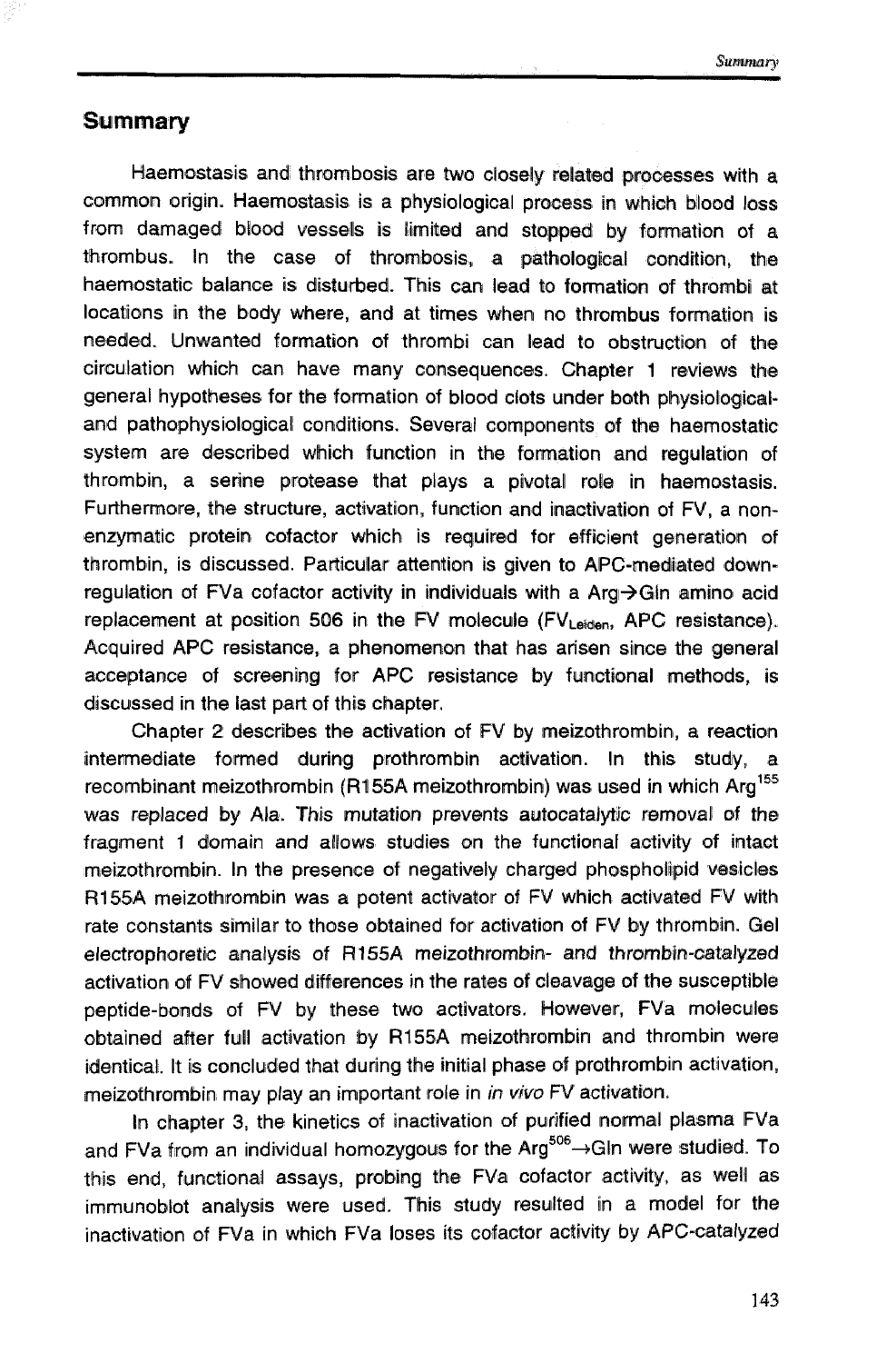## Summary

Haemostasis and thrombosis are two closely related processes with a common origin. Haemostasis is a physiological process in which blood loss from damaged blood vessels is limited and stopped by formation of a thrombus. In the case of thrombosis, a pathological condition, the haemostatic balance is disturbed. This can lead to formation of thrombi at locations in the body where, and at times when no thrombus formation is needed. Unwanted formation of thrombi can lead to obstruction of the circulation which can have many consequences. Chapter 1 reviews the general hypotheses for the formation of blood clots under both physiological- and pathophysiological conditions. Several components of the haemostatic system are described which function in the formation and regulation of thrombin, a serine protease that plays a pivotal role in haemostasis. Furthermore, the structure, activation, function and inactivation of FV, a non-enzymatic protein cofactor which is required for efficient generation of thrombin, is discussed. Particular attention is given to APC-mediated down-regulation of FVa cofactor activity in individuals with a Arg→Gln amino acid replacement at position 506 in the FV molecule ($FV_{Leiden}$, APC resistance). Acquired APC resistance, a phenomenon that has arisen since the general acceptance of screening for APC resistance by functional methods, is discussed in the last part of this chapter.

Chapter 2 describes the activation of FV by meizothrombin, a reaction intermediate formed during prothrombin activation. In this study, a recombinant meizothrombin (R155A meizothrombin) was used in which $Arg^{155}$ was replaced by Ala. This mutation prevents autocatalytic removal of the fragment 1 domain and allows studies on the functional activity of intact meizothrombin. In the presence of negatively charged phospholipid vesicles R155A meizothrombin was a potent activator of FV which activated FV with rate constants similar to those obtained for activation of FV by thrombin. Gel electrophoretic analysis of R155A meizothrombin- and thrombin-catalyzed activation of FV showed differences in the rates of cleavage of the susceptible peptide-bonds of FV by these two activators. However, FVa molecules obtained after full activation by R155A meizothrombin and thrombin were identical. It is concluded that during the initial phase of prothrombin activation, meizothrombin may play an important role in *in vivo* FV activation.

In chapter 3, the kinetics of inactivation of purified normal plasma FVa and FVa from an individual homozygous for the $Arg^{506}$→Gln were studied. To this end, functional assays, probing the FVa cofactor activity, as well as immunoblot analysis were used. This study resulted in a model for the inactivation of FVa in which FVa loses its cofactor activity by APC-catalyzed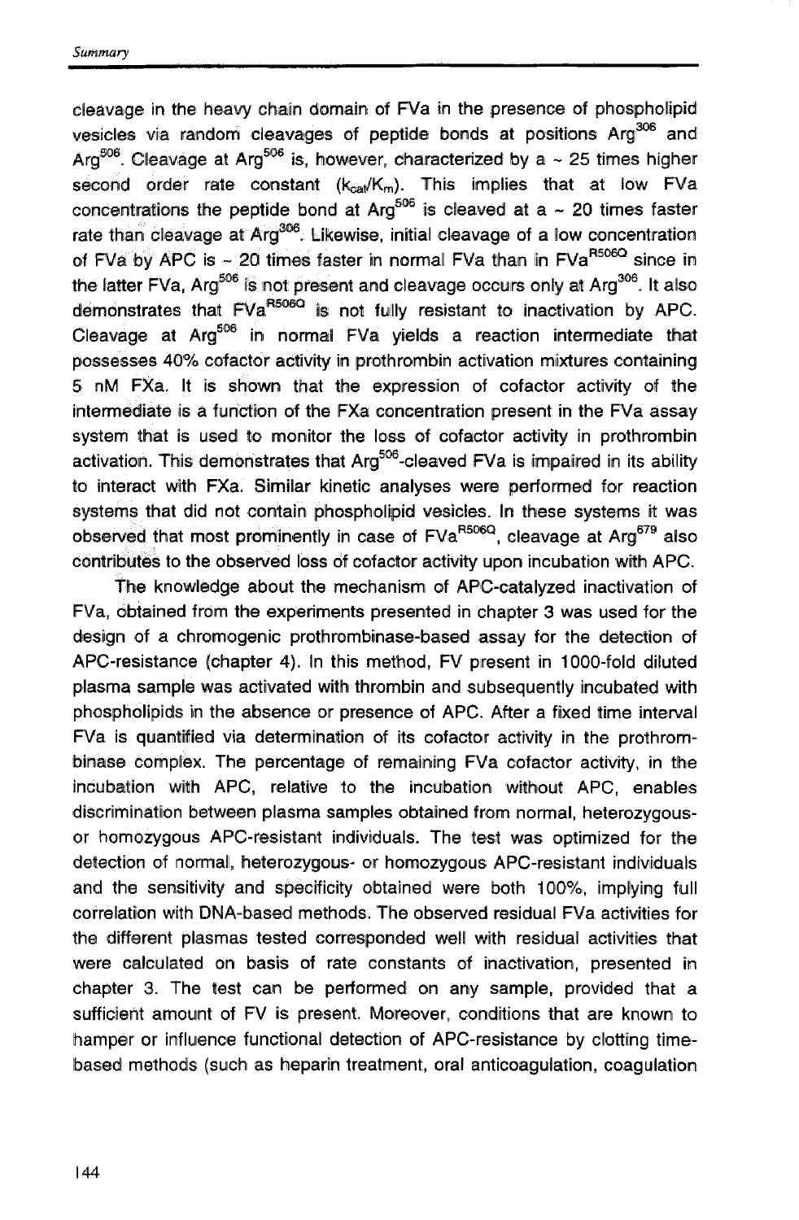cleavage in the heavy chain domain of FVa in the presence of phospholipid vesicles via random cleavages of peptide bonds at positions $Arg^{306}$ and $Arg^{506}$. Cleavage at $Arg^{506}$ is, however, characterized by a ~ 25 times higher second order rate constant ($k_{cat}/K_m$). This implies that at low FVa concentrations the peptide bond at $Arg^{506}$ is cleaved at a ~ 20 times faster rate than cleavage at $Arg^{306}$. Likewise, initial cleavage of a low concentration of FVa by APC is ~ 20 times faster in normal FVa than in $FVa^{R506Q}$ since in the latter FVa, $Arg^{506}$ is not present and cleavage occurs only at $Arg^{306}$. It also demonstrates that $FVa^{R506Q}$ is not fully resistant to inactivation by APC. Cleavage at $Arg^{506}$ in normal FVa yields a reaction intermediate that possesses 40% cofactor activity in prothrombin activation mixtures containing 5 nM FXa. It is shown that the expression of cofactor activity of the intermediate is a function of the FXa concentration present in the FVa assay system that is used to monitor the loss of cofactor activity in prothrombin activation. This demonstrates that $Arg^{506}$-cleaved FVa is impaired in its ability to interact with FXa. Similar kinetic analyses were performed for reaction systems that did not contain phospholipid vesicles. In these systems it was observed that most prominently in case of $FVa^{R506Q}$, cleavage at $Arg^{679}$ also contributes to the observed loss of cofactor activity upon incubation with APC.

The knowledge about the mechanism of APC-catalyzed inactivation of FVa, obtained from the experiments presented in chapter 3 was used for the design of a chromogenic prothrombinase-based assay for the detection of APC-resistance (chapter 4). In this method, FV present in 1000-fold diluted plasma sample was activated with thrombin and subsequently incubated with phospholipids in the absence or presence of APC. After a fixed time interval FVa is quantified via determination of its cofactor activity in the prothrombinase complex. The percentage of remaining FVa cofactor activity, in the incubation with APC, relative to the incubation without APC, enables discrimination between plasma samples obtained from normal, heterozygous- or homozygous APC-resistant individuals. The test was optimized for the detection of normal, heterozygous- or homozygous APC-resistant individuals and the sensitivity and specificity obtained were both 100%, implying full correlation with DNA-based methods. The observed residual FVa activities for the different plasmas tested corresponded well with residual activities that were calculated on basis of rate constants of inactivation, presented in chapter 3. The test can be performed on any sample, provided that a sufficient amount of FV is present. Moreover, conditions that are known to hamper or influence functional detection of APC-resistance by clotting time-based methods (such as heparin treatment, oral anticoagulation, coagulation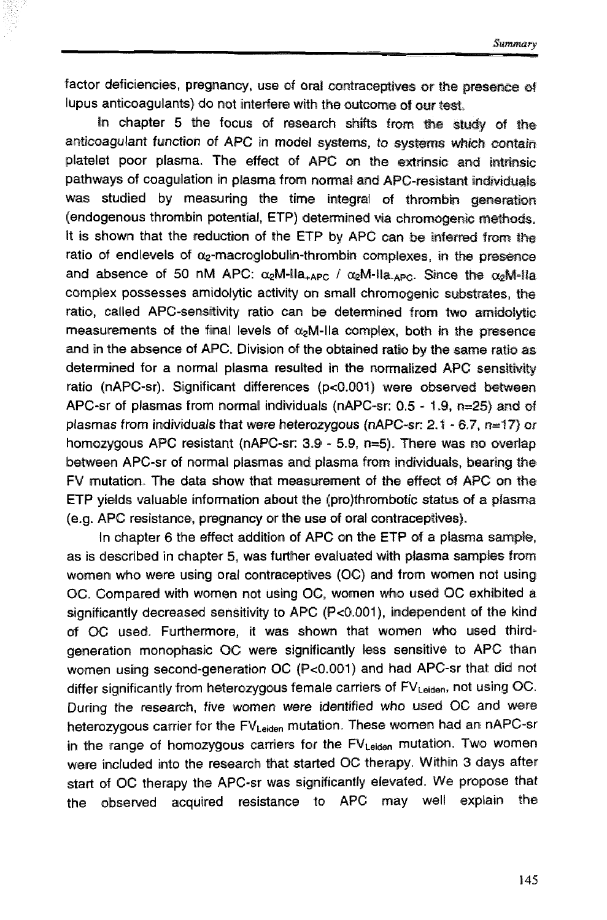factor deficiencies, pregnancy, use of oral contraceptives or the presence of lupus anticoagulants) do not interfere with the outcome of our test.

In chapter 5 the focus of research shifts from the study of the anticoagulant function of APC in model systems, to systems which contain platelet poor plasma. The effect of APC on the extrinsic and intrinsic pathways of coagulation in plasma from normal and APC-resistant individuals was studied by measuring the time integral of thrombin generation (endogenous thrombin potential, ETP) determined via chromogenic methods. It is shown that the reduction of the ETP by APC can be inferred from the ratio of endlevels of $\alpha_2$-macroglobulin-thrombin complexes, in the presence and absence of 50 nM APC: $\alpha_2$M-IIa$_{+APC}$ / $\alpha_2$M-IIa$_{-APC}$. Since the $\alpha_2$M-IIa complex possesses amidolytic activity on small chromogenic substrates, the ratio, called APC-sensitivity ratio can be determined from two amidolytic measurements of the final levels of $\alpha_2$M-IIa complex, both in the presence and in the absence of APC. Division of the obtained ratio by the same ratio as determined for a normal plasma resulted in the normalized APC sensitivity ratio (nAPC-sr). Significant differences ($p<0.001$) were observed between APC-sr of plasmas from normal individuals (nAPC-sr: 0.5 - 1.9, n=25) and of plasmas from individuals that were heterozygous (nAPC-sr: 2.1 - 6.7, n=17) or homozygous APC resistant (nAPC-sr: 3.9 - 5.9, n=5). There was no overlap between APC-sr of normal plasmas and plasma from individuals, bearing the FV mutation. The data show that measurement of the effect of APC on the ETP yields valuable information about the (pro)thrombotic status of a plasma (e.g. APC resistance, pregnancy or the use of oral contraceptives).

In chapter 6 the effect addition of APC on the ETP of a plasma sample, as is described in chapter 5, was further evaluated with plasma samples from women who were using oral contraceptives (OC) and from women not using OC. Compared with women not using OC, women who used OC exhibited a significantly decreased sensitivity to APC ($P<0.001$), independent of the kind of OC used. Furthermore, it was shown that women who used third-generation monophasic OC were significantly less sensitive to APC than women using second-generation OC ($P<0.001$) and had APC-sr that did not differ significantly from heterozygous female carriers of FV$_{Leiden}$, not using OC. During the research, five women were identified who used OC and were heterozygous carrier for the FV$_{Leiden}$ mutation. These women had an nAPC-sr in the range of homozygous carriers for the FV$_{Leiden}$ mutation. Two women were included into the research that started OC therapy. Within 3 days after start of OC therapy the APC-sr was significantly elevated. We propose that the observed acquired resistance to APC may well explain the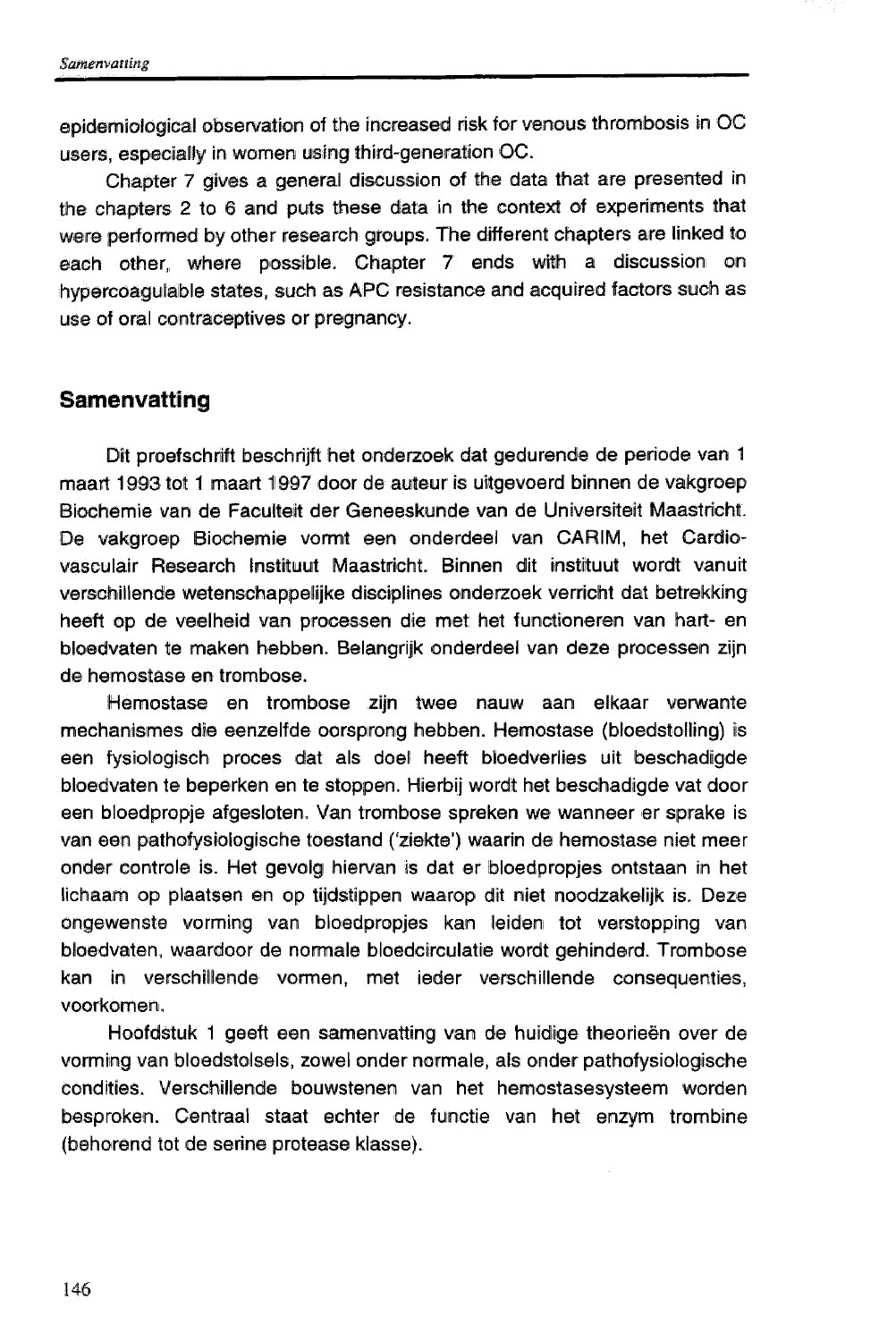epidemiological observation of the increased risk for venous thrombosis in OC users, especially in women using third-generation OC.

Chapter 7 gives a general discussion of the data that are presented in the chapters 2 to 6 and puts these data in the context of experiments that were performed by other research groups. The different chapters are linked to each other, where possible. Chapter 7 ends with a discussion on hypercoagulable states, such as APC resistance and acquired factors such as use of oral contraceptives or pregnancy.

## Samenvatting

Dit proefschrift beschrijft het onderzoek dat gedurende de periode van 1 maart 1993 tot 1 maart 1997 door de auteur is uitgevoerd binnen de vakgroep Biochemie van de Faculteit der Geneeskunde van de Universiteit Maastricht. De vakgroep Biochemie vormt een onderdeel van CARIM, het Cardiovasculair Research Instituut Maastricht. Binnen dit instituut wordt vanuit verschillende wetenschappelijke disciplines onderzoek verricht dat betrekking heeft op de veelheid van processen die met het functioneren van hart- en bloedvaten te maken hebben. Belangrijk onderdeel van deze processen zijn de hemostase en trombose.

Hemostase en trombose zijn twee nauw aan elkaar verwante mechanismes die eenzelfde oorsprong hebben. Hemostase (bloedstolling) is een fysiologisch proces dat als doel heeft bloedverlies uit beschadigde bloedvaten te beperken en te stoppen. Hierbij wordt het beschadigde vat door een bloedpropje afgesloten. Van trombose spreken we wanneer er sprake is van een pathofysiologische toestand ('ziekte') waarin de hemostase niet meer onder controle is. Het gevolg hiervan is dat er bloedpropjes ontstaan in het lichaam op plaatsen en op tijdstippen waarop dit niet noodzakelijk is. Deze ongewenste vorming van bloedpropjes kan leiden tot verstopping van bloedvaten, waardoor de normale bloedcirculatie wordt gehinderd. Trombose kan in verschillende vormen, met ieder verschillende consequenties, voorkomen.

Hoofdstuk 1 geeft een samenvatting van de huidige theorieën over de vorming van bloedstolsels, zowel onder normale, als onder pathofysiologische condities. Verschillende bouwstenen van het hemostasesysteem worden besproken. Centraal staat echter de functie van het enzym trombine (behorend tot de serine protease klasse).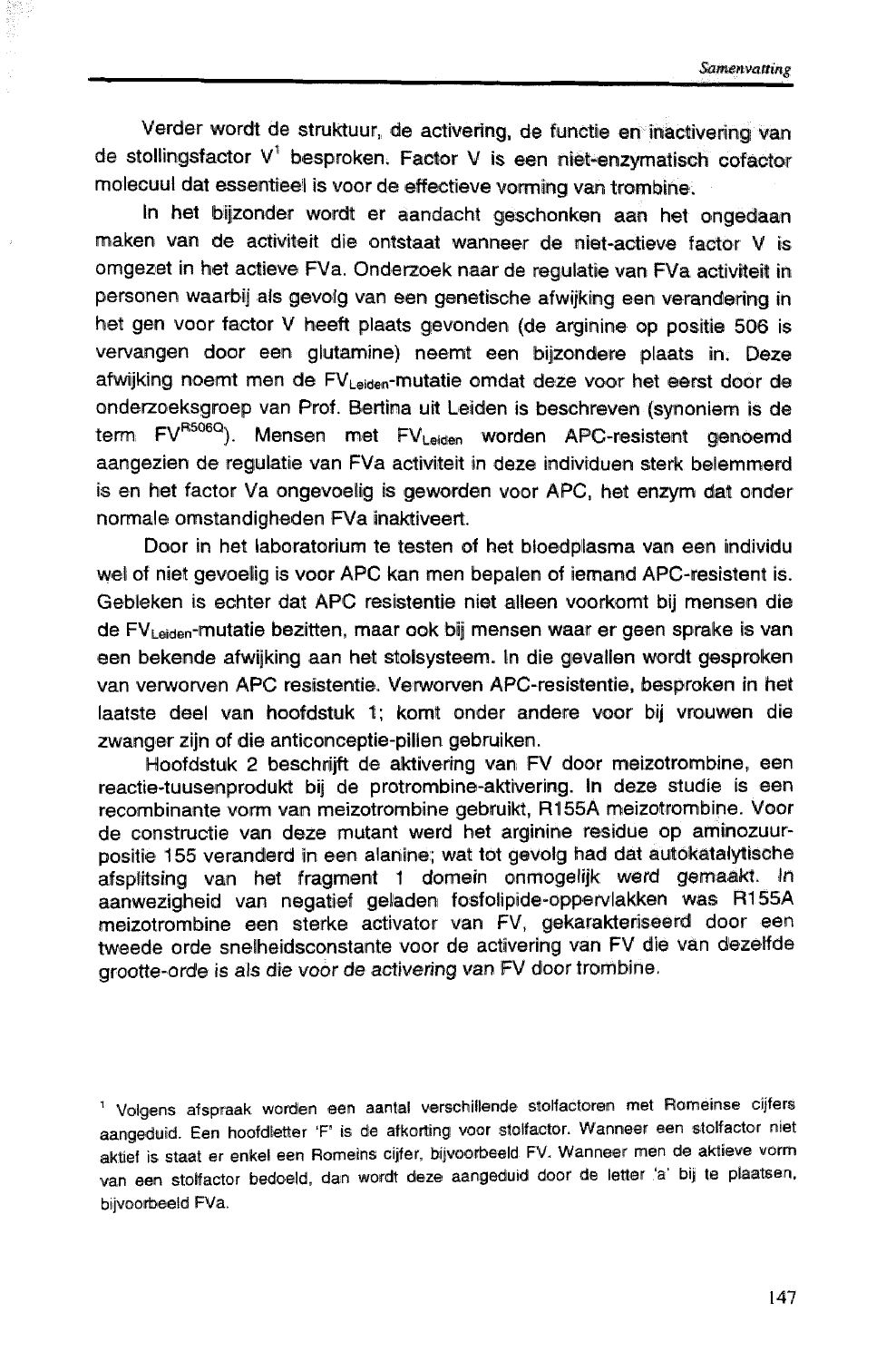Verder wordt de struktuur, de activering, de functie en inactivering van de stollingsfactor V[1] besproken. Factor V is een niet-enzymatisch cofactor molecuul dat essentieel is voor de effectieve vorming van trombine.

In het bijzonder wordt er aandacht geschonken aan het ongedaan maken van de activiteit die ontstaat wanneer de niet-actieve factor V is omgezet in het actieve FVa. Onderzoek naar de regulatie van FVa activiteit in personen waarbij als gevolg van een genetische afwijking een verandering in het gen voor factor V heeft plaats gevonden (de arginine op positie 506 is vervangen door een glutamine) neemt een bijzondere plaats in. Deze afwijking noemt men de $FV_{Leiden}$-mutatie omdat deze voor het eerst door de onderzoeksgroep van Prof. Bertina uit Leiden is beschreven (synoniem is de term $FV^{R506Q}$). Mensen met $FV_{Leiden}$ worden APC-resistent genoemd aangezien de regulatie van FVa activiteit in deze individuen sterk belemmerd is en het factor Va ongevoelig is geworden voor APC, het enzym dat onder normale omstandigheden FVa inaktiveert.

Door in het laboratorium te testen of het bloedplasma van een individu wel of niet gevoelig is voor APC kan men bepalen of iemand APC-resistent is. Gebleken is echter dat APC resistentie niet alleen voorkomt bij mensen die de $FV_{Leiden}$-mutatie bezitten, maar ook bij mensen waar er geen sprake is van een bekende afwijking aan het stolsysteem. In die gevallen wordt gesproken van verworven APC resistentie. Verworven APC-resistentie, besproken in het laatste deel van hoofdstuk 1; komt onder andere voor bij vrouwen die zwanger zijn of die anticonceptie-pillen gebruiken.

Hoofdstuk 2 beschrijft de aktivering van FV door meizotrombine, een reactie-tuusenprodukt bij de protrombine-aktivering. In deze studie is een recombinante vorm van meizotrombine gebruikt, R155A meizotrombine. Voor de constructie van deze mutant werd het arginine residue op aminozuur-positie 155 veranderd in een alanine; wat tot gevolg had dat autokatalytische afsplitsing van het fragment 1 domein onmogelijk werd gemaakt. In aanwezigheid van negatief geladen fosfolipide-oppervlakken was R155A meizotrombine een sterke activator van FV, gekarakteriseerd door een tweede orde snelheidsconstante voor de activering van FV die van dezelfde grootte-orde is als die voor de activering van FV door trombine.

---

[1] Volgens afspraak worden een aantal verschillende stolfactoren met Romeinse cijfers aangeduid. Een hoofdletter 'F' is de afkorting voor stolfactor. Wanneer een stolfactor niet aktief is staat er enkel een Romeins cijfer, bijvoorbeeld FV. Wanneer men de aktieve vorm van een stolfactor bedoeld, dan wordt deze aangeduid door de letter 'a' bij te plaatsen, bijvoorbeeld FVa.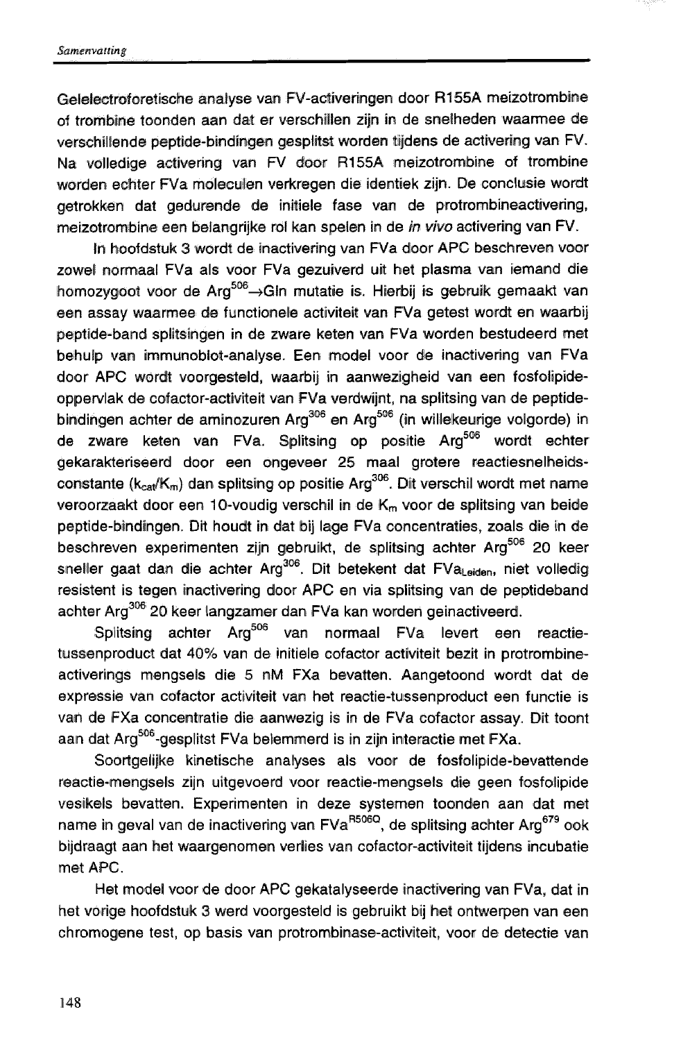Gelelectroforetische analyse van FV-activeringen door R155A meizotrombine of trombine toonden aan dat er verschillen zijn in de snelheden waarmee de verschillende peptide-bindingen gesplitst worden tijdens de activering van FV. Na volledige activering van FV door R155A meizotrombine of trombine worden echter FVa moleculen verkregen die identiek zijn. De conclusie wordt getrokken dat gedurende de initiele fase van de protrombineactivering, meizotrombine een belangrijke rol kan spelen in de *in vivo* activering van FV.

In hoofdstuk 3 wordt de inactivering van FVa door APC beschreven voor zowel normaal FVa als voor FVa gezuiverd uit het plasma van iemand die homozygoot voor de $Arg^{506} \rightarrow Gln$ mutatie is. Hierbij is gebruik gemaakt van een assay waarmee de functionele activiteit van FVa getest wordt en waarbij peptide-band splitsingen in de zware keten van FVa worden bestudeerd met behulp van immunoblot-analyse. Een model voor de inactivering van FVa door APC wordt voorgesteld, waarbij in aanwezigheid van een fosfolipide-oppervlak de cofactor-activiteit van FVa verdwijnt, na splitsing van de peptide-bindingen achter de aminozuren $Arg^{306}$ en $Arg^{506}$ (in willekeurige volgorde) in de zware keten van FVa. Splitsing op positie $Arg^{506}$ wordt echter gekarakteriseerd door een ongeveer 25 maal grotere reactiesnelheids-constante ($k_{cat}/K_m$) dan splitsing op positie $Arg^{306}$. Dit verschil wordt met name veroorzaakt door een 10-voudig verschil in de $K_m$ voor de splitsing van beide peptide-bindingen. Dit houdt in dat bij lage FVa concentraties, zoals die in de beschreven experimenten zijn gebruikt, de splitsing achter $Arg^{506}$ 20 keer sneller gaat dan die achter $Arg^{306}$. Dit betekent dat $FVa_{Leiden}$, niet volledig resistent is tegen inactivering door APC en via splitsing van de peptideband achter $Arg^{306}$ 20 keer langzamer dan FVa kan worden geinactiveerd.

Splitsing achter $Arg^{506}$ van normaal FVa levert een reactie-tussenproduct dat 40% van de initiele cofactor activiteit bezit in protrombine-activerings mengsels die 5 nM FXa bevatten. Aangetoond wordt dat de expressie van cofactor activiteit van het reactie-tussenproduct een functie is van de FXa concentratie die aanwezig is in de FVa cofactor assay. Dit toont aan dat $Arg^{506}$-gesplitst FVa belemmerd is in zijn interactie met FXa.

Soortgelijke kinetische analyses als voor de fosfolipide-bevattende reactie-mengsels zijn uitgevoerd voor reactie-mengsels die geen fosfolipide vesikels bevatten. Experimenten in deze systemen toonden aan dat met name in geval van de inactivering van $FVa^{R506Q}$, de splitsing achter $Arg^{679}$ ook bijdraagt aan het waargenomen verlies van cofactor-activiteit tijdens incubatie met APC.

Het model voor de door APC gekatalyseerde inactivering van FVa, dat in het vorige hoofdstuk 3 werd voorgesteld is gebruikt bij het ontwerpen van een chromogene test, op basis van protrombinase-activiteit, voor de detectie van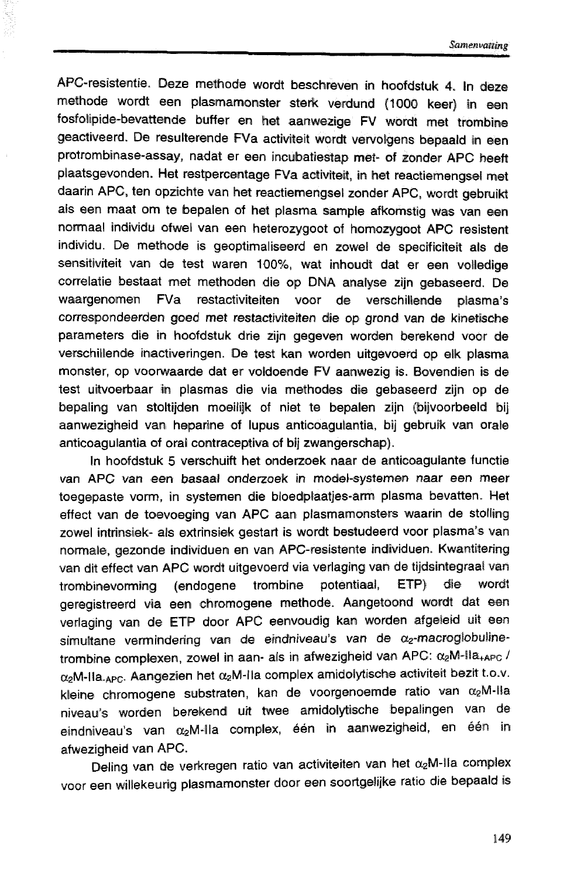APC-resistentie. Deze methode wordt beschreven in hoofdstuk 4. In deze methode wordt een plasmamonster sterk verdund (1000 keer) in een fosfolipide-bevattende buffer en het aanwezige FV wordt met trombine geactiveerd. De resulterende FVa activiteit wordt vervolgens bepaald in een protrombinase-assay, nadat er een incubatiestap met- of zonder APC heeft plaatsgevonden. Het restpercentage FVa activiteit, in het reactiemengsel met daarin APC, ten opzichte van het reactiemengsel zonder APC, wordt gebruikt als een maat om te bepalen of het plasma sample afkomstig was van een normaal individu ofwel van een heterozygoot of homozygoot APC resistent individu. De methode is geoptimaliseerd en zowel de specificiteit als de sensitiviteit van de test waren 100%, wat inhoudt dat er een volledige correlatie bestaat met methoden die op DNA analyse zijn gebaseerd. De waargenomen FVa restactiviteiten voor de verschillende plasma's correspondeerden goed met restactiviteiten die op grond van de kinetische parameters die in hoofdstuk drie zijn gegeven worden berekend voor de verschillende inactiveringen. De test kan worden uitgevoerd op elk plasma monster, op voorwaarde dat er voldoende FV aanwezig is. Bovendien is de test uitvoerbaar in plasmas die via methodes die gebaseerd zijn op de bepaling van stoltijden moeilijk of niet te bepalen zijn (bijvoorbeeld bij aanwezigheid van heparine of lupus anticoagulantia, bij gebruik van orale anticoagulantia of oral contraceptiva of bij zwangerschap).

In hoofdstuk 5 verschuift het onderzoek naar de anticoagulante functie van APC van een basaal onderzoek in model-systemen naar een meer toegepaste vorm, in systemen die bloedplaatjes-arm plasma bevatten. Het effect van de toevoeging van APC aan plasmamonsters waarin de stolling zowel intrinsiek- als extrinsiek gestart is wordt bestudeerd voor plasma's van normale, gezonde individuen en van APC-resistente individuen. Kwantitering van dit effect van APC wordt uitgevoerd via verlaging van de tijdsintegraal van trombinevorming (endogene trombine potentiaal, ETP) die wordt geregistreerd via een chromogene methode. Aangetoond wordt dat een verlaging van de ETP door APC eenvoudig kan worden afgeleid uit een simultane vermindering van de eindniveau's van de $\alpha_2$-macroglobuline-trombine complexen, zowel in aan- als in afwezigheid van APC: $\alpha_2$M-IIa$_{+APC}$ / $\alpha_2$M-IIa$_{-APC}$. Aangezien het $\alpha_2$M-IIa complex amidolytische activiteit bezit t.o.v. kleine chromogene substraten, kan de voorgenoemde ratio van $\alpha_2$M-IIa niveau's worden berekend uit twee amidolytische bepalingen van de eindniveau's van $\alpha_2$M-IIa complex, één in aanwezigheid, en één in afwezigheid van APC.

Deling van de verkregen ratio van activiteiten van het $\alpha_2$M-IIa complex voor een willekeurig plasmamonster door een soortgelijke ratio die bepaald is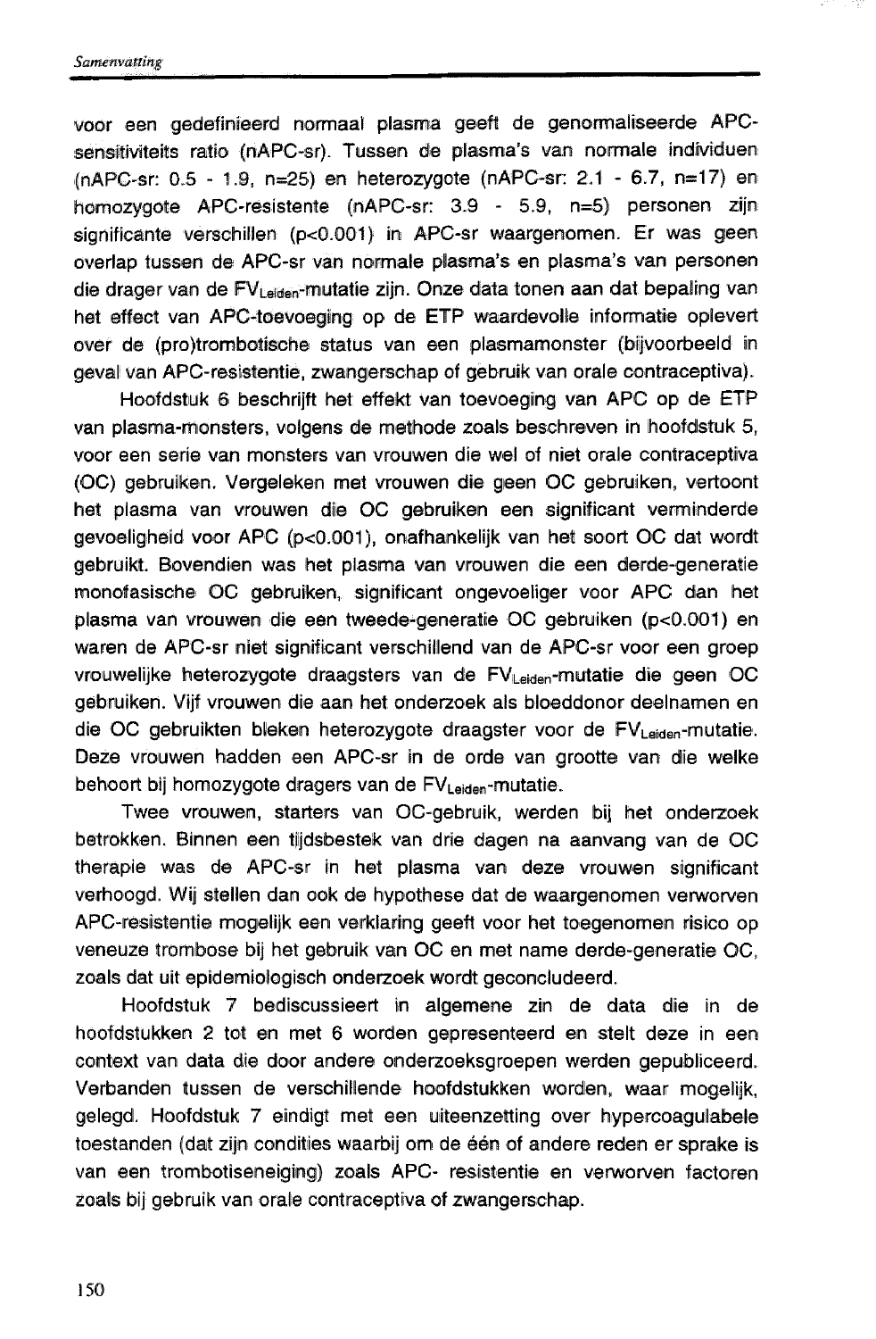voor een gedefinieerd normaal plasma geeft de genormaliseerde APC-sensitiviteits ratio (nAPC-sr). Tussen de plasma's van normale individuen (nAPC-sr: 0.5 - 1.9, n=25) en heterozygote (nAPC-sr: 2.1 - 6.7, n=17) en homozygote APC-resistente (nAPC-sr: 3.9 - 5.9, n=5) personen zijn significante verschillen ($p<0.001$) in APC-sr waargenomen. Er was geen overlap tussen de APC-sr van normale plasma's en plasma's van personen die drager van de $FV_{Leiden}$-mutatie zijn. Onze data tonen aan dat bepaling van het effect van APC-toevoeging op de ETP waardevolle informatie oplevert over de (pro)trombotische status van een plasmamonster (bijvoorbeeld in geval van APC-resistentie, zwangerschap of gebruik van orale contraceptiva).

Hoofdstuk 6 beschrijft het effekt van toevoeging van APC op de ETP van plasma-monsters, volgens de methode zoals beschreven in hoofdstuk 5, voor een serie van monsters van vrouwen die wel of niet orale contraceptiva (OC) gebruiken. Vergeleken met vrouwen die geen OC gebruiken, vertoont het plasma van vrouwen die OC gebruiken een significant verminderde gevoeligheid voor APC ($p<0.001$), onafhankelijk van het soort OC dat wordt gebruikt. Bovendien was het plasma van vrouwen die een derde-generatie monofasische OC gebruiken, significant ongevoeliger voor APC dan het plasma van vrouwen die een tweede-generatie OC gebruiken ($p<0.001$) en waren de APC-sr niet significant verschillend van de APC-sr voor een groep vrouwelijke heterozygote draagsters van de $FV_{Leiden}$-mutatie die geen OC gebruiken. Vijf vrouwen die aan het onderzoek als bloeddonor deelnamen en die OC gebruikten bleken heterozygote draagster voor de $FV_{Leiden}$-mutatie. Deze vrouwen hadden een APC-sr in de orde van grootte van die welke behoort bij homozygote dragers van de $FV_{Leiden}$-mutatie.

Twee vrouwen, starters van OC-gebruik, werden bij het onderzoek betrokken. Binnen een tijdsbestek van drie dagen na aanvang van de OC therapie was de APC-sr in het plasma van deze vrouwen significant verhoogd. Wij stellen dan ook de hypothese dat de waargenomen verworven APC-resistentie mogelijk een verklaring geeft voor het toegenomen risico op veneuze trombose bij het gebruik van OC en met name derde-generatie OC, zoals dat uit epidemiologisch onderzoek wordt geconcludeerd.

Hoofdstuk 7 bediscussieert in algemene zin de data die in de hoofdstukken 2 tot en met 6 worden gepresenteerd en stelt deze in een context van data die door andere onderzoeksgroepen werden gepubliceerd. Verbanden tussen de verschillende hoofdstukken worden, waar mogelijk, gelegd. Hoofdstuk 7 eindigt met een uiteenzetting over hypercoagulabele toestanden (dat zijn condities waarbij om de één of andere reden er sprake is van een trombotiseneiging) zoals APC- resistentie en verworven factoren zoals bij gebruik van orale contraceptiva of zwangerschap.